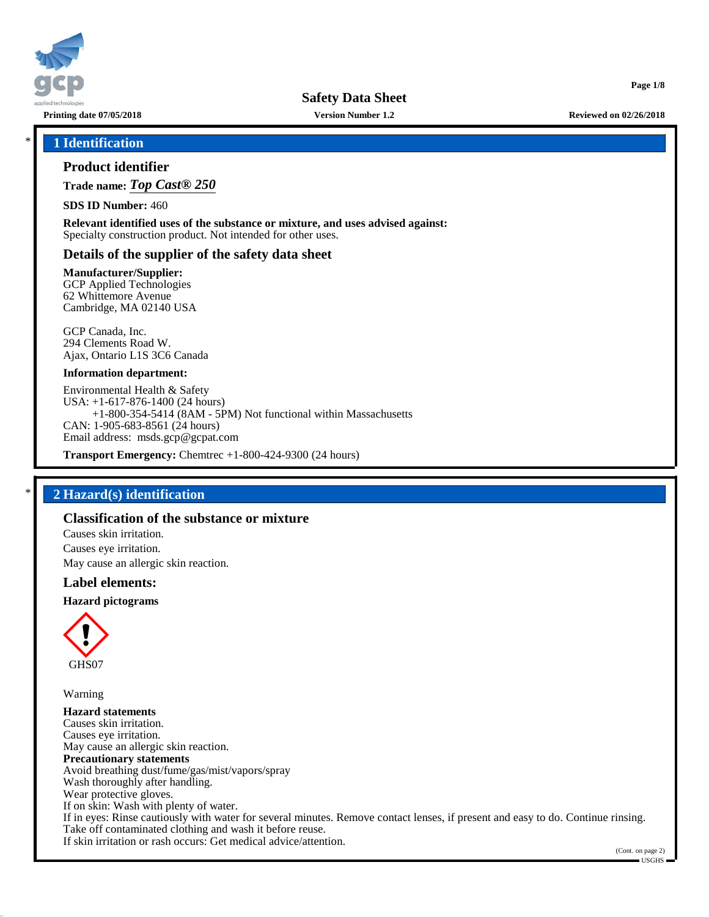# 1 Identification

## Product identifier

**Trade name:** ***Top Cast® 250***

**SDS ID Number:** 460

**Relevant identified uses of the substance or mixture, and uses advised against:**
Specialty construction product. Not intended for other uses.

## Details of the supplier of the safety data sheet

**Manufacturer/Supplier:**
GCP Applied Technologies
62 Whittemore Avenue
Cambridge, MA 02140 USA

GCP Canada, Inc.
294 Clements Road W.
Ajax, Ontario L1S 3C6 Canada

**Information department:**

Environmental Health & Safety
USA: +1-617-876-1400 (24 hours)
+1-800-354-5414 (8AM - 5PM) Not functional within Massachusetts
CAN: 1-905-683-8561 (24 hours)
Email address: msds.gcp@gcpat.com

**Transport Emergency:** Chemtrec +1-800-424-9300 (24 hours)

# 2 Hazard(s) identification

## Classification of the substance or mixture

Causes skin irritation.
Causes eye irritation.
May cause an allergic skin reaction.

## Label elements:

**Hazard pictograms**

GHS07

Warning

**Hazard statements**
Causes skin irritation.
Causes eye irritation.
May cause an allergic skin reaction.

**Precautionary statements**
Avoid breathing dust/fume/gas/mist/vapors/spray
Wash thoroughly after handling.
Wear protective gloves.
If on skin: Wash with plenty of water.
If in eyes: Rinse cautiously with water for several minutes. Remove contact lenses, if present and easy to do. Continue rinsing.
Take off contaminated clothing and wash it before reuse.
If skin irritation or rash occurs: Get medical advice/attention.

(Cont. on page 2)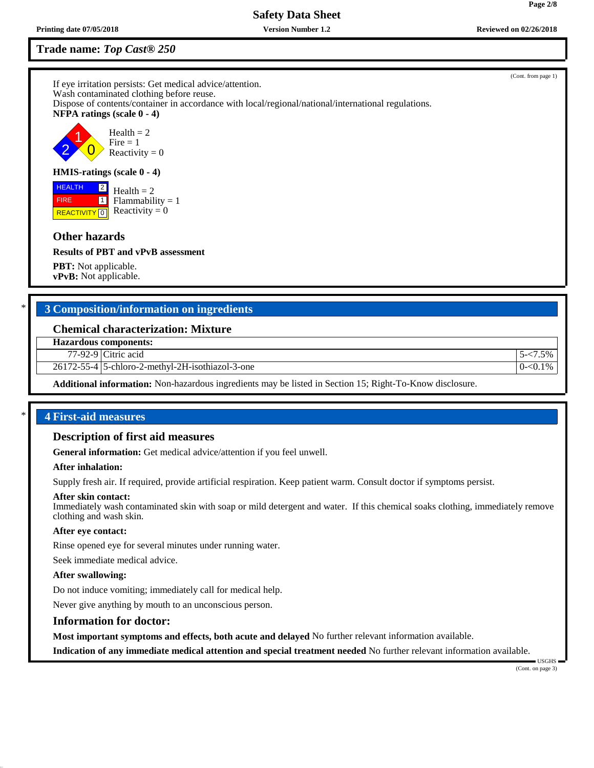**Trade name:** ***Top Cast® 250***

(Cont. from page 1)

If eye irritation persists: Get medical advice/attention.
Wash contaminated clothing before reuse.
Dispose of contents/container in accordance with local/regional/national/international regulations.

**NFPA ratings (scale 0 - 4)**

Health = 2
Fire = 1
Reactivity = 0

**HMIS-ratings (scale 0 - 4)**

| | |
|---|---|
| HEALTH | 2 |
| FIRE | 1 |
| REACTIVITY | 0 |

Health = 2
Flammability = 1
Reactivity = 0

### Other hazards

**Results of PBT and vPvB assessment**

**PBT:** Not applicable.
**vPvB:** Not applicable.

## 3 Composition/information on ingredients

### Chemical characterization: Mixture

| Hazardous components: | | |
|---|---|---|
| 77-92-9 | Citric acid | 5-<7.5% |
| 26172-55-4 | 5-chloro-2-methyl-2H-isothiazol-3-one | 0-<0.1% |

**Additional information:** Non-hazardous ingredients may be listed in Section 15; Right-To-Know disclosure.

## 4 First-aid measures

### Description of first aid measures

**General information:** Get medical advice/attention if you feel unwell.

**After inhalation:**

Supply fresh air. If required, provide artificial respiration. Keep patient warm. Consult doctor if symptoms persist.

**After skin contact:**
Immediately wash contaminated skin with soap or mild detergent and water. If this chemical soaks clothing, immediately remove clothing and wash skin.

**After eye contact:**

Rinse opened eye for several minutes under running water.

Seek immediate medical advice.

**After swallowing:**

Do not induce vomiting; immediately call for medical help.

Never give anything by mouth to an unconscious person.

### Information for doctor:

**Most important symptoms and effects, both acute and delayed** No further relevant information available.

**Indication of any immediate medical attention and special treatment needed** No further relevant information available.

(Cont. on page 3)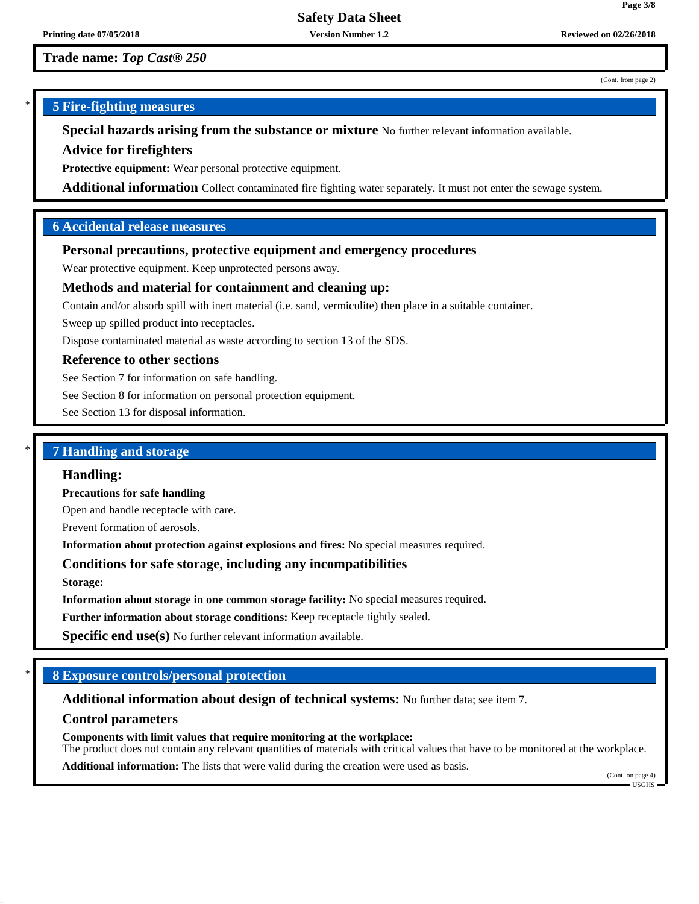**Trade name:** ***Top Cast® 250***

(Cont. from page 2)

## 5 Fire-fighting measures

**Special hazards arising from the substance or mixture** No further relevant information available.

**Advice for firefighters**

**Protective equipment:** Wear personal protective equipment.

**Additional information** Collect contaminated fire fighting water separately. It must not enter the sewage system.

## 6 Accidental release measures

**Personal precautions, protective equipment and emergency procedures**

Wear protective equipment. Keep unprotected persons away.

**Methods and material for containment and cleaning up:**

Contain and/or absorb spill with inert material (i.e. sand, vermiculite) then place in a suitable container.

Sweep up spilled product into receptacles.

Dispose contaminated material as waste according to section 13 of the SDS.

**Reference to other sections**

See Section 7 for information on safe handling.

See Section 8 for information on personal protection equipment.

See Section 13 for disposal information.

## 7 Handling and storage

**Handling:**

**Precautions for safe handling**

Open and handle receptacle with care.

Prevent formation of aerosols.

**Information about protection against explosions and fires:** No special measures required.

**Conditions for safe storage, including any incompatibilities**

**Storage:**

**Information about storage in one common storage facility:** No special measures required.

**Further information about storage conditions:** Keep receptacle tightly sealed.

**Specific end use(s)** No further relevant information available.

## 8 Exposure controls/personal protection

**Additional information about design of technical systems:** No further data; see item 7.

**Control parameters**

**Components with limit values that require monitoring at the workplace:**
The product does not contain any relevant quantities of materials with critical values that have to be monitored at the workplace.

**Additional information:** The lists that were valid during the creation were used as basis.

(Cont. on page 4)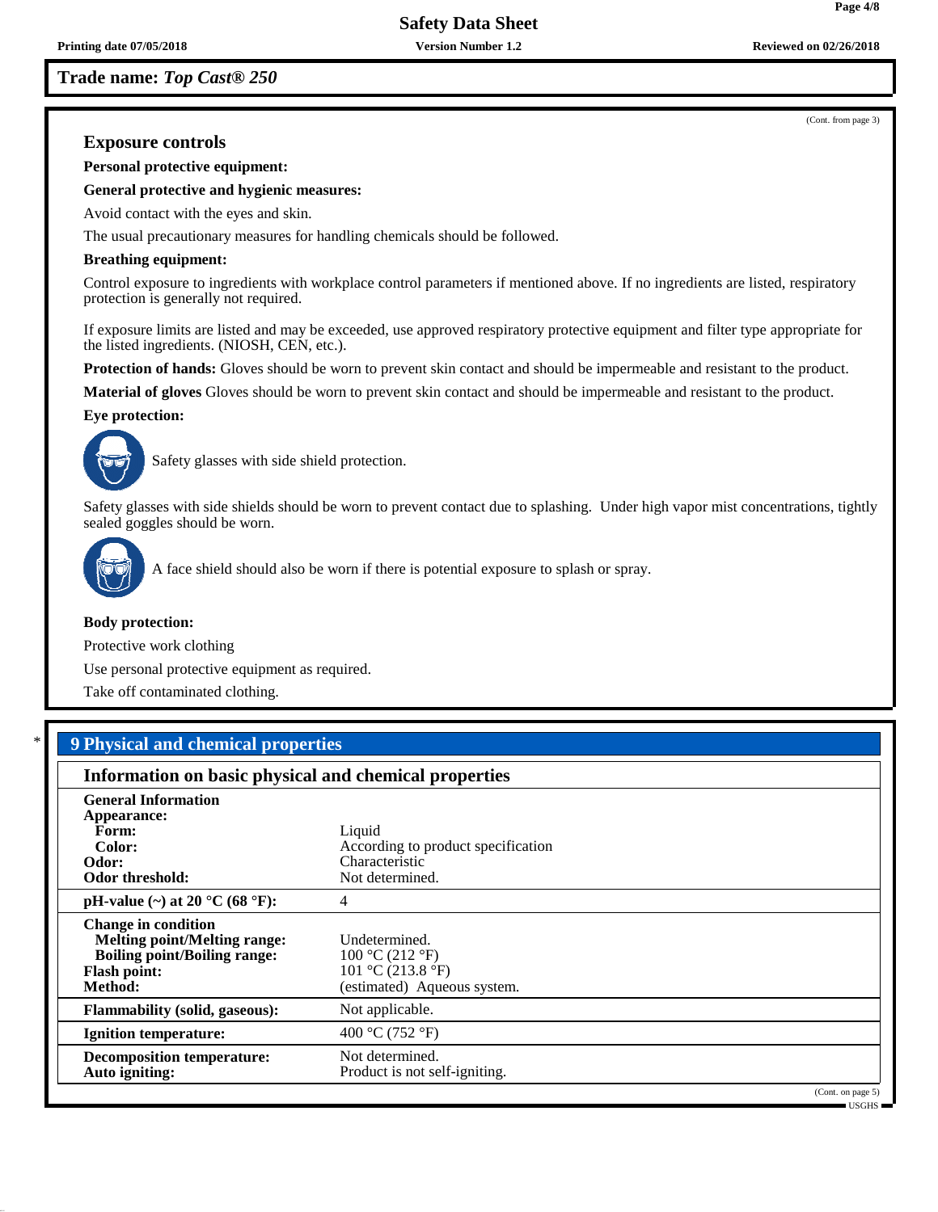**Trade name: *Top Cast® 250***

(Cont. from page 3)

## Exposure controls

**Personal protective equipment:**

**General protective and hygienic measures:**

Avoid contact with the eyes and skin.

The usual precautionary measures for handling chemicals should be followed.

**Breathing equipment:**

Control exposure to ingredients with workplace control parameters if mentioned above. If no ingredients are listed, respiratory protection is generally not required.

If exposure limits are listed and may be exceeded, use approved respiratory protective equipment and filter type appropriate for the listed ingredients. (NIOSH, CEN, etc.).

**Protection of hands:** Gloves should be worn to prevent skin contact and should be impermeable and resistant to the product.

**Material of gloves** Gloves should be worn to prevent skin contact and should be impermeable and resistant to the product.

**Eye protection:**

Safety glasses with side shield protection.

Safety glasses with side shields should be worn to prevent contact due to splashing. Under high vapor mist concentrations, tightly sealed goggles should be worn.

A face shield should also be worn if there is potential exposure to splash or spray.

**Body protection:**

Protective work clothing

Use personal protective equipment as required.

Take off contaminated clothing.

## * 9 Physical and chemical properties

### Information on basic physical and chemical properties

| | |
|---|---|
| **General Information** | |
| **Appearance:** | |
| **Form:** | Liquid |
| **Color:** | According to product specification |
| **Odor:** | Characteristic |
| **Odor threshold:** | Not determined. |
| **pH-value (~) at 20 °C (68 °F):** | 4 |
| **Change in condition** | |
| **Melting point/Melting range:** | Undetermined. |
| **Boiling point/Boiling range:** | 100 °C (212 °F) |
| **Flash point:** | 101 °C (213.8 °F) |
| **Method:** | (estimated) Aqueous system. |
| **Flammability (solid, gaseous):** | Not applicable. |
| **Ignition temperature:** | 400 °C (752 °F) |
| **Decomposition temperature:** | Not determined. |
| **Auto igniting:** | Product is not self-igniting. |

(Cont. on page 5)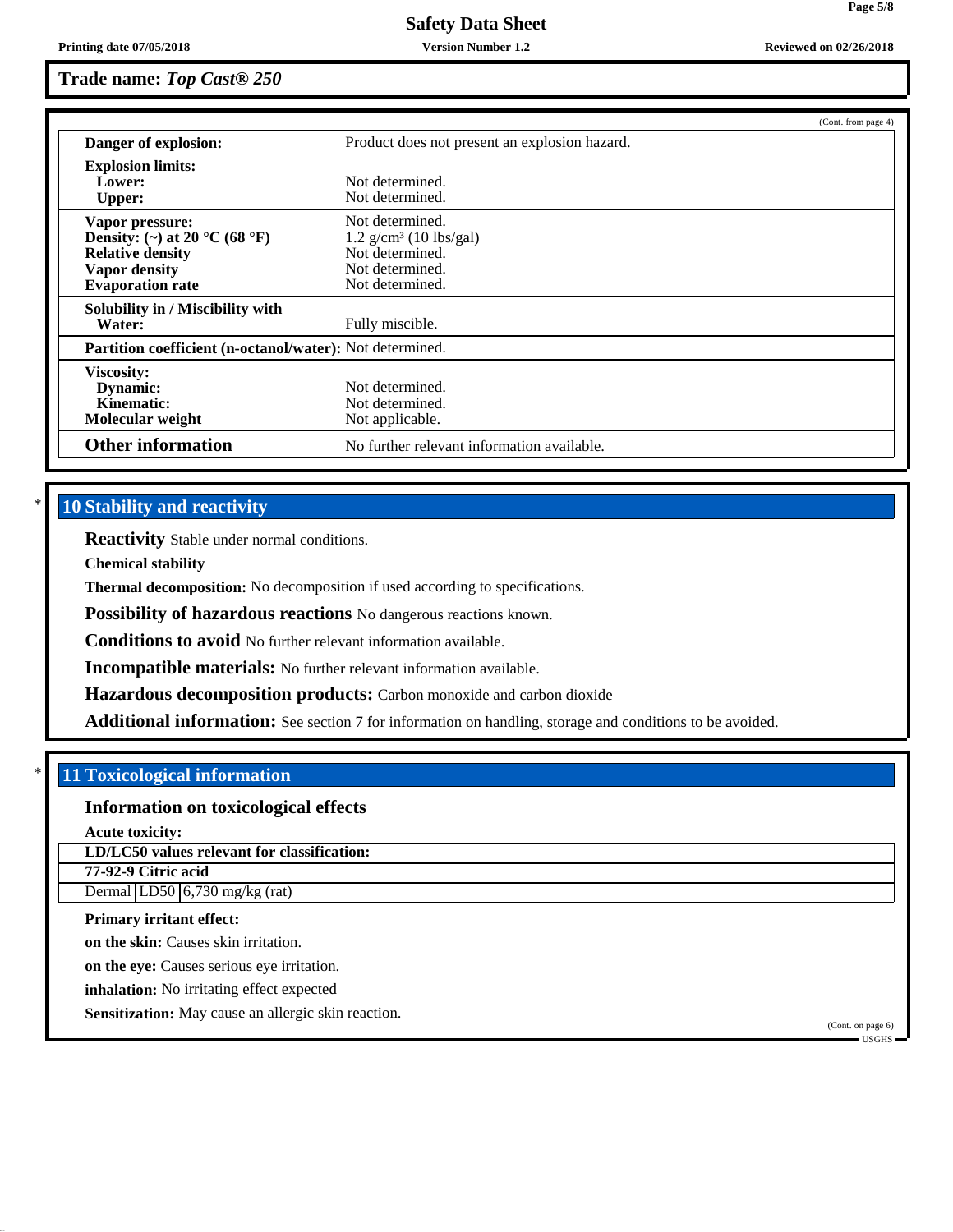**Trade name: *Top Cast® 250***

(Cont. from page 4)

| | |
|---|---|
| **Danger of explosion:** | Product does not present an explosion hazard. |
| **Explosion limits:** | |
| **Lower:** | Not determined. |
| **Upper:** | Not determined. |
| **Vapor pressure:** | Not determined. |
| **Density: (~) at 20 °C (68 °F)** | 1.2 g/cm³ (10 lbs/gal) |
| **Relative density** | Not determined. |
| **Vapor density** | Not determined. |
| **Evaporation rate** | Not determined. |
| **Solubility in / Miscibility with** | |
| **Water:** | Fully miscible. |
| **Partition coefficient (n-octanol/water):** | Not determined. |
| **Viscosity:** | |
| **Dynamic:** | Not determined. |
| **Kinematic:** | Not determined. |
| **Molecular weight** | Not applicable. |
| **Other information** | No further relevant information available. |

## * 10 Stability and reactivity

**Reactivity** Stable under normal conditions.

**Chemical stability**

**Thermal decomposition:** No decomposition if used according to specifications.

**Possibility of hazardous reactions** No dangerous reactions known.

**Conditions to avoid** No further relevant information available.

**Incompatible materials:** No further relevant information available.

**Hazardous decomposition products:** Carbon monoxide and carbon dioxide

**Additional information:** See section 7 for information on handling, storage and conditions to be avoided.

## * 11 Toxicological information

### Information on toxicological effects

**Acute toxicity:**

| **LD/LC50 values relevant for classification:** | | |
|---|---|---|
| **77-92-9 Citric acid** | | |
| Dermal | LD50 | 6,730 mg/kg (rat) |

**Primary irritant effect:**

**on the skin:** Causes skin irritation.

**on the eye:** Causes serious eye irritation.

**inhalation:** No irritating effect expected

**Sensitization:** May cause an allergic skin reaction.

(Cont. on page 6)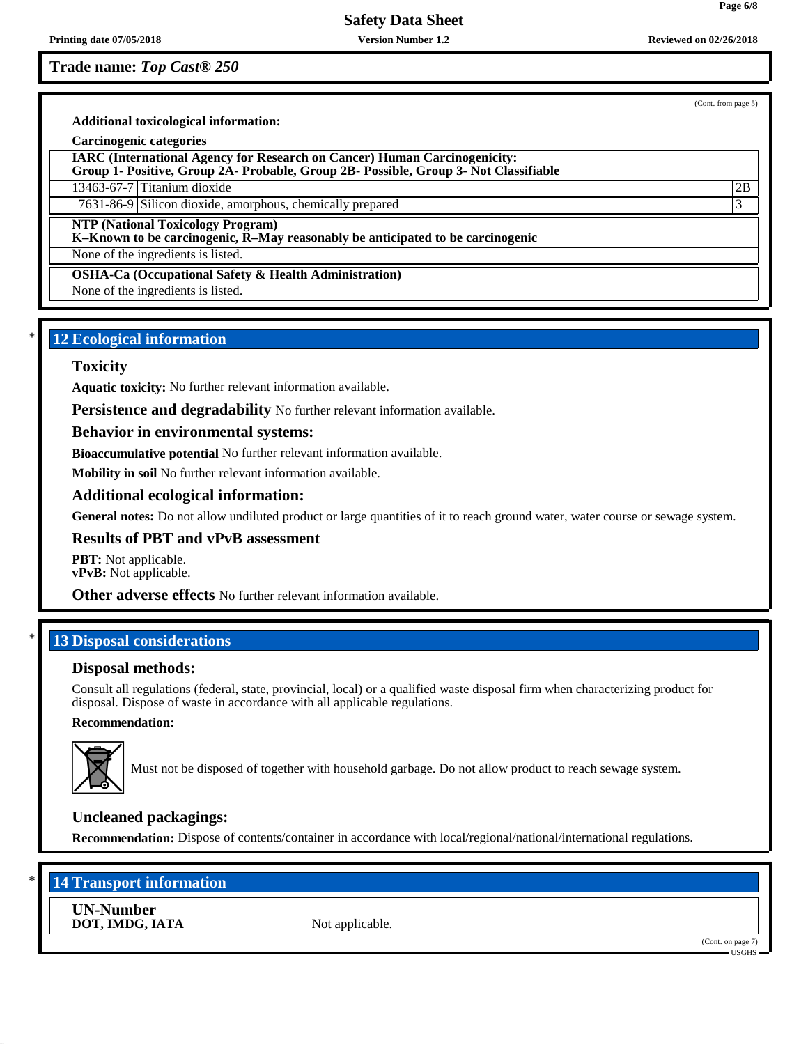Trade name: *Top Cast® 250*

(Cont. from page 5)

**Additional toxicological information:**

**Carcinogenic categories**

| IARC (International Agency for Research on Cancer) Human Carcinogenicity: Group 1- Positive, Group 2A- Probable, Group 2B- Possible, Group 3- Not Classifiable | | |
|---|---|---|
| 13463-67-7 | Titanium dioxide | 2B |
| 7631-86-9 | Silicon dioxide, amorphous, chemically prepared | 3 |

**NTP (National Toxicology Program)**
**K–Known to be carcinogenic, R–May reasonably be anticipated to be carcinogenic**

None of the ingredients is listed.

**OSHA-Ca (Occupational Safety & Health Administration)**

None of the ingredients is listed.

## * 12 Ecological information

### Toxicity

**Aquatic toxicity:** No further relevant information available.

**Persistence and degradability** No further relevant information available.

### Behavior in environmental systems:

**Bioaccumulative potential** No further relevant information available.

**Mobility in soil** No further relevant information available.

### Additional ecological information:

**General notes:** Do not allow undiluted product or large quantities of it to reach ground water, water course or sewage system.

### Results of PBT and vPvB assessment

**PBT:** Not applicable.
**vPvB:** Not applicable.

**Other adverse effects** No further relevant information available.

## * 13 Disposal considerations

### Disposal methods:

Consult all regulations (federal, state, provincial, local) or a qualified waste disposal firm when characterizing product for disposal. Dispose of waste in accordance with all applicable regulations.

**Recommendation:**

Must not be disposed of together with household garbage. Do not allow product to reach sewage system.

### Uncleaned packagings:

**Recommendation:** Dispose of contents/container in accordance with local/regional/national/international regulations.

## * 14 Transport information

**UN-Number**
**DOT, IMDG, IATA** Not applicable.

(Cont. on page 7)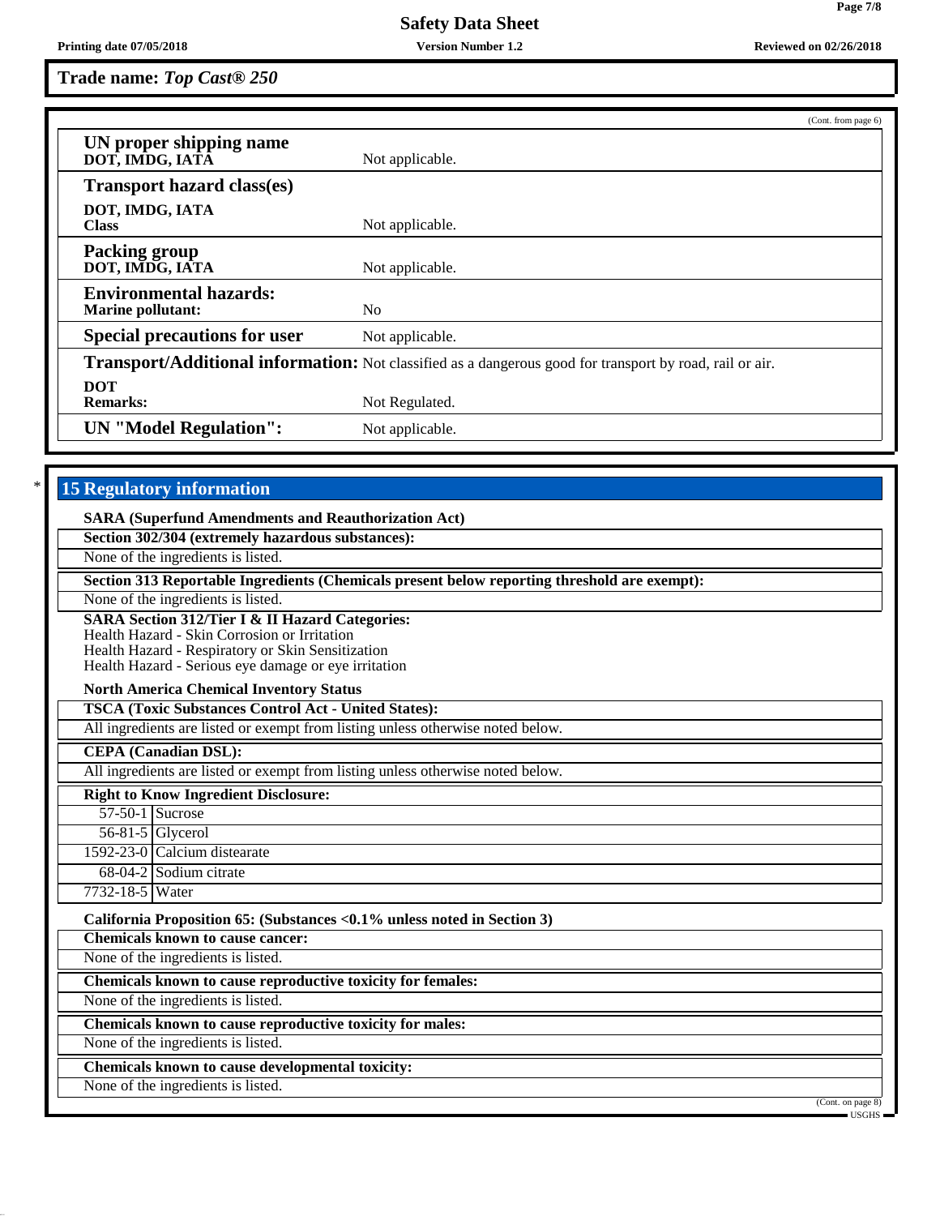**Trade name:** ***Top Cast® 250***

(Cont. from page 6)

| | |
|---|---|
| **UN proper shipping name**<br>**DOT, IMDG, IATA** | Not applicable. |
| **Transport hazard class(es)** | |
| **DOT, IMDG, IATA**<br>**Class** | Not applicable. |
| **Packing group**<br>**DOT, IMDG, IATA** | Not applicable. |
| **Environmental hazards:**<br>**Marine pollutant:** | No |
| **Special precautions for user** | Not applicable. |
| **Transport/Additional information:** | Not classified as a dangerous good for transport by road, rail or air. |
| **DOT**<br>**Remarks:** | Not Regulated. |
| **UN "Model Regulation":** | Not applicable. |

## 15 Regulatory information

**SARA (Superfund Amendments and Reauthorization Act)**

**Section 302/304 (extremely hazardous substances):**

None of the ingredients is listed.

**Section 313 Reportable Ingredients (Chemicals present below reporting threshold are exempt):**

None of the ingredients is listed.

**SARA Section 312/Tier I & II Hazard Categories:**
Health Hazard - Skin Corrosion or Irritation
Health Hazard - Respiratory or Skin Sensitization
Health Hazard - Serious eye damage or eye irritation

**North America Chemical Inventory Status**

**TSCA (Toxic Substances Control Act - United States):**

All ingredients are listed or exempt from listing unless otherwise noted below.

**CEPA (Canadian DSL):**

All ingredients are listed or exempt from listing unless otherwise noted below.

**Right to Know Ingredient Disclosure:**

| | |
|---|---|
| 57-50-1 | Sucrose |
| 56-81-5 | Glycerol |
| 1592-23-0 | Calcium distearate |
| 68-04-2 | Sodium citrate |
| 7732-18-5 | Water |

**California Proposition 65: (Substances <0.1% unless noted in Section 3)**

**Chemicals known to cause cancer:**

None of the ingredients is listed.

**Chemicals known to cause reproductive toxicity for females:**

None of the ingredients is listed.

**Chemicals known to cause reproductive toxicity for males:**

None of the ingredients is listed.

**Chemicals known to cause developmental toxicity:**

None of the ingredients is listed.

(Cont. on page 8)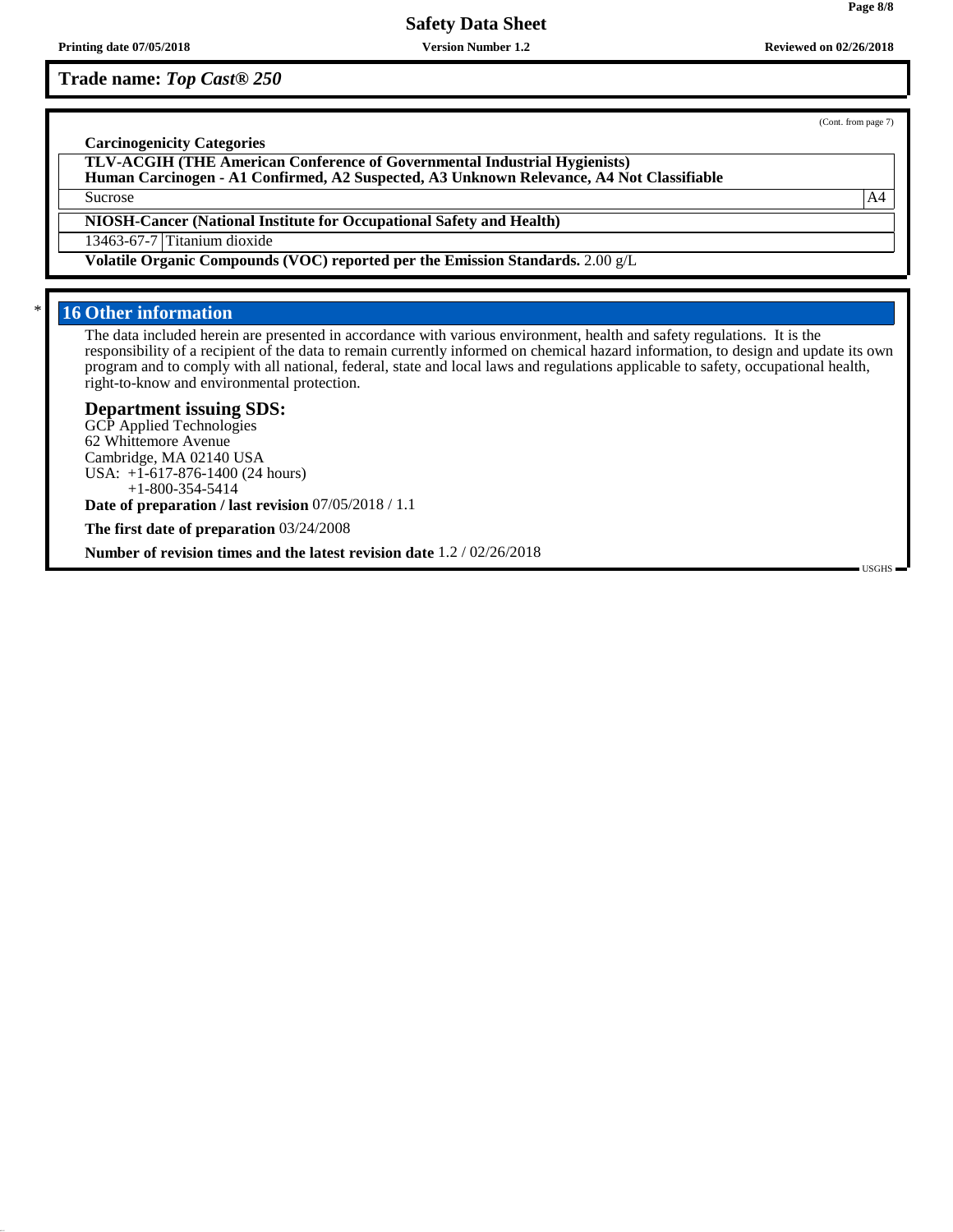**Trade name:** ***Top Cast® 250***

(Cont. from page 7)

**Carcinogenicity Categories**

**TLV-ACGIH (THE American Conference of Governmental Industrial Hygienists)**
**Human Carcinogen - A1 Confirmed, A2 Suspected, A3 Unknown Relevance, A4 Not Classifiable**

| | |
|---|---|
| Sucrose | A4 |

**NIOSH-Cancer (National Institute for Occupational Safety and Health)**

| | |
|---|---|
| 13463-67-7 | Titanium dioxide |

**Volatile Organic Compounds (VOC) reported per the Emission Standards.** 2.00 g/L

## * 16 Other information

The data included herein are presented in accordance with various environment, health and safety regulations. It is the responsibility of a recipient of the data to remain currently informed on chemical hazard information, to design and update its own program and to comply with all national, federal, state and local laws and regulations applicable to safety, occupational health, right-to-know and environmental protection.

### Department issuing SDS:

GCP Applied Technologies
62 Whittemore Avenue
Cambridge, MA 02140 USA
USA: +1-617-876-1400 (24 hours)
+1-800-354-5414

**Date of preparation / last revision** 07/05/2018 / 1.1

**The first date of preparation** 03/24/2008

**Number of revision times and the latest revision date** 1.2 / 02/26/2018